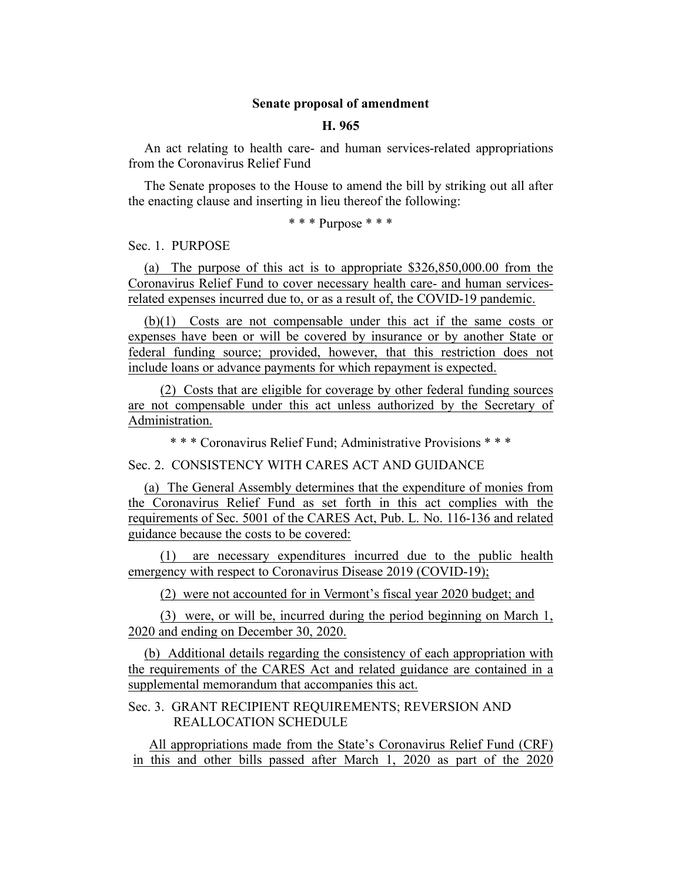**Senate proposal of amendment**

**H. 965**

An act relating to health care- and human services-related appropriations from the Coronavirus Relief Fund

The Senate proposes to the House to amend the bill by striking out all after the enacting clause and inserting in lieu thereof the following:

\* \* \* Purpose \* \* \*

Sec. 1. PURPOSE

(a) The purpose of this act is to appropriate $326,850,000.00 from the Coronavirus Relief Fund to cover necessary health care- and human services-related expenses incurred due to, or as a result of, the COVID-19 pandemic.

(b)(1) Costs are not compensable under this act if the same costs or expenses have been or will be covered by insurance or by another State or federal funding source; provided, however, that this restriction does not include loans or advance payments for which repayment is expected.

(2) Costs that are eligible for coverage by other federal funding sources are not compensable under this act unless authorized by the Secretary of Administration.

\* \* \* Coronavirus Relief Fund; Administrative Provisions \* \* \*

Sec. 2. CONSISTENCY WITH CARES ACT AND GUIDANCE

(a) The General Assembly determines that the expenditure of monies from the Coronavirus Relief Fund as set forth in this act complies with the requirements of Sec. 5001 of the CARES Act, Pub. L. No. 116-136 and related guidance because the costs to be covered:

(1) are necessary expenditures incurred due to the public health emergency with respect to Coronavirus Disease 2019 (COVID-19);

(2) were not accounted for in Vermont's fiscal year 2020 budget; and

(3) were, or will be, incurred during the period beginning on March 1, 2020 and ending on December 30, 2020.

(b) Additional details regarding the consistency of each appropriation with the requirements of the CARES Act and related guidance are contained in a supplemental memorandum that accompanies this act.

Sec. 3. GRANT RECIPIENT REQUIREMENTS; REVERSION AND REALLOCATION SCHEDULE

All appropriations made from the State's Coronavirus Relief Fund (CRF) in this and other bills passed after March 1, 2020 as part of the 2020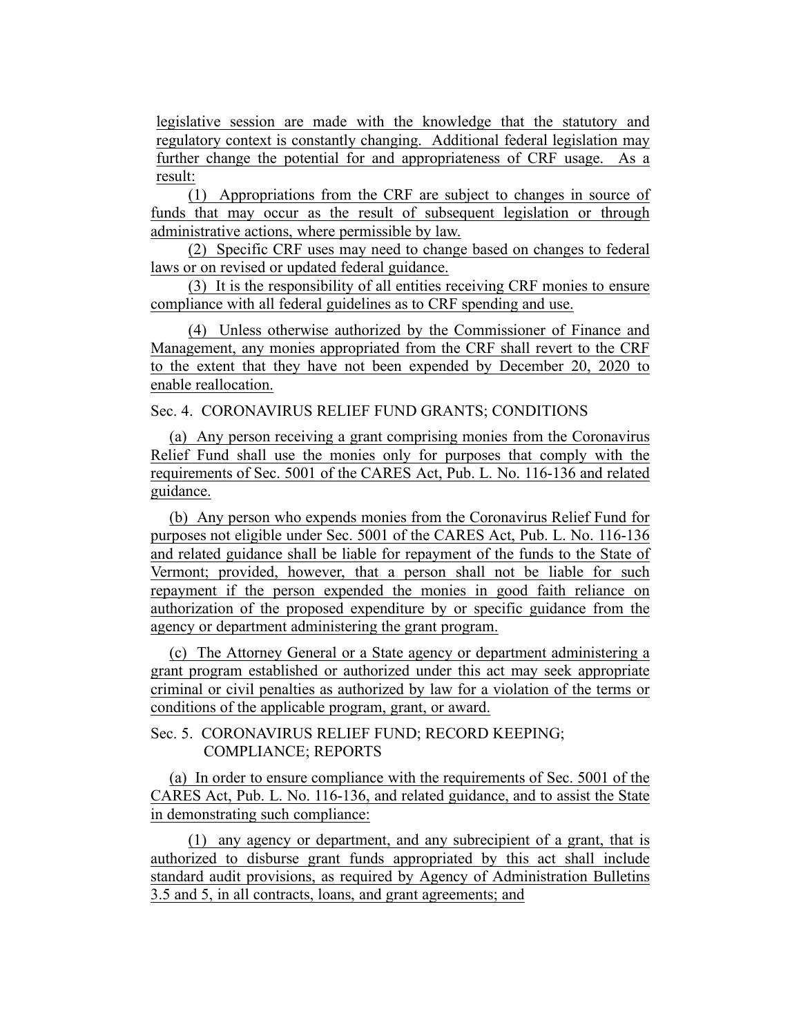legislative session are made with the knowledge that the statutory and regulatory context is constantly changing. Additional federal legislation may further change the potential for and appropriateness of CRF usage. As a result:

(1) Appropriations from the CRF are subject to changes in source of funds that may occur as the result of subsequent legislation or through administrative actions, where permissible by law.

(2) Specific CRF uses may need to change based on changes to federal laws or on revised or updated federal guidance.

(3) It is the responsibility of all entities receiving CRF monies to ensure compliance with all federal guidelines as to CRF spending and use.

(4) Unless otherwise authorized by the Commissioner of Finance and Management, any monies appropriated from the CRF shall revert to the CRF to the extent that they have not been expended by December 20, 2020 to enable reallocation.

Sec. 4. CORONAVIRUS RELIEF FUND GRANTS; CONDITIONS

(a) Any person receiving a grant comprising monies from the Coronavirus Relief Fund shall use the monies only for purposes that comply with the requirements of Sec. 5001 of the CARES Act, Pub. L. No. 116-136 and related guidance.

(b) Any person who expends monies from the Coronavirus Relief Fund for purposes not eligible under Sec. 5001 of the CARES Act, Pub. L. No. 116-136 and related guidance shall be liable for repayment of the funds to the State of Vermont; provided, however, that a person shall not be liable for such repayment if the person expended the monies in good faith reliance on authorization of the proposed expenditure by or specific guidance from the agency or department administering the grant program.

(c) The Attorney General or a State agency or department administering a grant program established or authorized under this act may seek appropriate criminal or civil penalties as authorized by law for a violation of the terms or conditions of the applicable program, grant, or award.

Sec. 5. CORONAVIRUS RELIEF FUND; RECORD KEEPING; COMPLIANCE; REPORTS

(a) In order to ensure compliance with the requirements of Sec. 5001 of the CARES Act, Pub. L. No. 116-136, and related guidance, and to assist the State in demonstrating such compliance:

(1) any agency or department, and any subrecipient of a grant, that is authorized to disburse grant funds appropriated by this act shall include standard audit provisions, as required by Agency of Administration Bulletins 3.5 and 5, in all contracts, loans, and grant agreements; and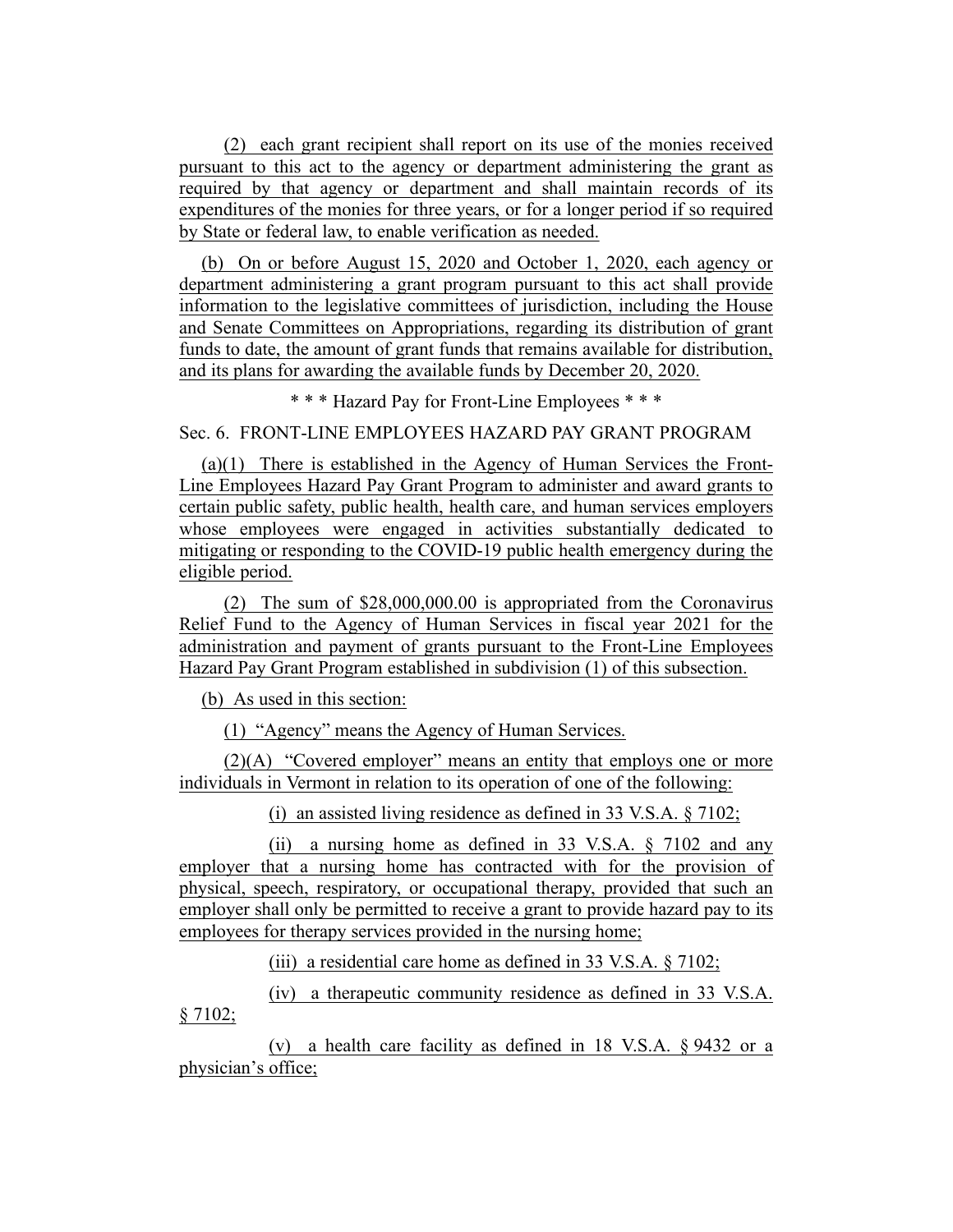(2) each grant recipient shall report on its use of the monies received pursuant to this act to the agency or department administering the grant as required by that agency or department and shall maintain records of its expenditures of the monies for three years, or for a longer period if so required by State or federal law, to enable verification as needed.

(b) On or before August 15, 2020 and October 1, 2020, each agency or department administering a grant program pursuant to this act shall provide information to the legislative committees of jurisdiction, including the House and Senate Committees on Appropriations, regarding its distribution of grant funds to date, the amount of grant funds that remains available for distribution, and its plans for awarding the available funds by December 20, 2020.

\* \* \* Hazard Pay for Front-Line Employees \* \* \*

Sec. 6. FRONT-LINE EMPLOYEES HAZARD PAY GRANT PROGRAM

(a)(1) There is established in the Agency of Human Services the Front-Line Employees Hazard Pay Grant Program to administer and award grants to certain public safety, public health, health care, and human services employers whose employees were engaged in activities substantially dedicated to mitigating or responding to the COVID-19 public health emergency during the eligible period.

(2) The sum of $28,000,000.00 is appropriated from the Coronavirus Relief Fund to the Agency of Human Services in fiscal year 2021 for the administration and payment of grants pursuant to the Front-Line Employees Hazard Pay Grant Program established in subdivision (1) of this subsection.

(b) As used in this section:

(1) "Agency" means the Agency of Human Services.

(2)(A) "Covered employer" means an entity that employs one or more individuals in Vermont in relation to its operation of one of the following:

(i) an assisted living residence as defined in 33 V.S.A. § 7102;

(ii) a nursing home as defined in 33 V.S.A. § 7102 and any employer that a nursing home has contracted with for the provision of physical, speech, respiratory, or occupational therapy, provided that such an employer shall only be permitted to receive a grant to provide hazard pay to its employees for therapy services provided in the nursing home;

(iii) a residential care home as defined in 33 V.S.A. § 7102;

(iv) a therapeutic community residence as defined in 33 V.S.A. § 7102;

(v) a health care facility as defined in 18 V.S.A. § 9432 or a physician's office;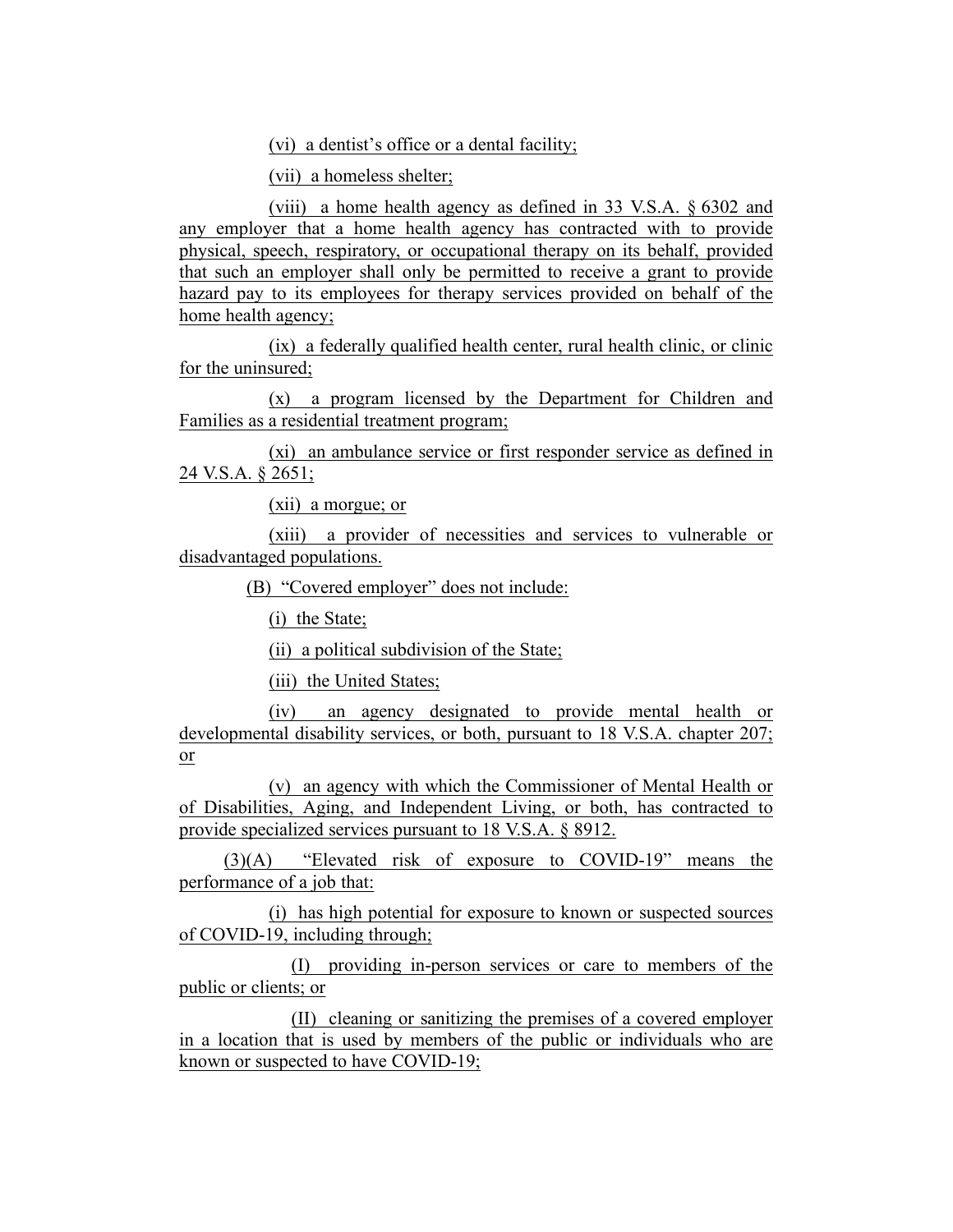(vi) a dentist's office or a dental facility;

(vii) a homeless shelter;

(viii) a home health agency as defined in 33 V.S.A. § 6302 and any employer that a home health agency has contracted with to provide physical, speech, respiratory, or occupational therapy on its behalf, provided that such an employer shall only be permitted to receive a grant to provide hazard pay to its employees for therapy services provided on behalf of the home health agency;

(ix) a federally qualified health center, rural health clinic, or clinic for the uninsured;

(x) a program licensed by the Department for Children and Families as a residential treatment program;

(xi) an ambulance service or first responder service as defined in 24 V.S.A. § 2651;

(xii) a morgue; or

(xiii) a provider of necessities and services to vulnerable or disadvantaged populations.

(B) "Covered employer" does not include:

(i) the State;

(ii) a political subdivision of the State;

(iii) the United States;

(iv) an agency designated to provide mental health or developmental disability services, or both, pursuant to 18 V.S.A. chapter 207; or

(v) an agency with which the Commissioner of Mental Health or of Disabilities, Aging, and Independent Living, or both, has contracted to provide specialized services pursuant to 18 V.S.A. § 8912.

(3)(A) "Elevated risk of exposure to COVID-19" means the performance of a job that:

(i) has high potential for exposure to known or suspected sources of COVID-19, including through;

(I) providing in-person services or care to members of the public or clients; or

(II) cleaning or sanitizing the premises of a covered employer in a location that is used by members of the public or individuals who are known or suspected to have COVID-19;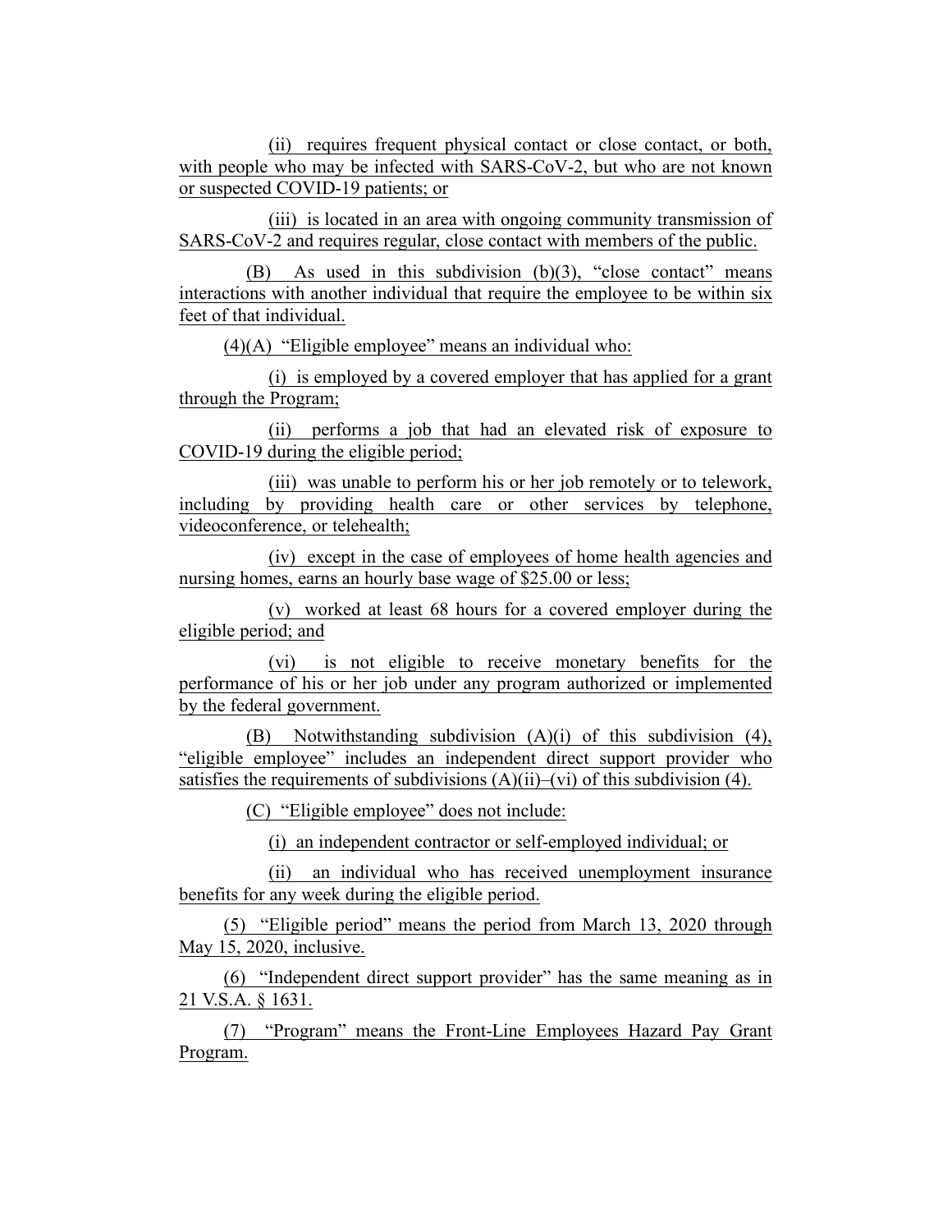(ii) requires frequent physical contact or close contact, or both, with people who may be infected with SARS-CoV-2, but who are not known or suspected COVID-19 patients; or

(iii) is located in an area with ongoing community transmission of SARS-CoV-2 and requires regular, close contact with members of the public.

(B) As used in this subdivision (b)(3), "close contact" means interactions with another individual that require the employee to be within six feet of that individual.

(4)(A) "Eligible employee" means an individual who:

(i) is employed by a covered employer that has applied for a grant through the Program;

(ii) performs a job that had an elevated risk of exposure to COVID-19 during the eligible period;

(iii) was unable to perform his or her job remotely or to telework, including by providing health care or other services by telephone, videoconference, or telehealth;

(iv) except in the case of employees of home health agencies and nursing homes, earns an hourly base wage of $25.00 or less;

(v) worked at least 68 hours for a covered employer during the eligible period; and

(vi) is not eligible to receive monetary benefits for the performance of his or her job under any program authorized or implemented by the federal government.

(B) Notwithstanding subdivision (A)(i) of this subdivision (4), "eligible employee" includes an independent direct support provider who satisfies the requirements of subdivisions (A)(ii)–(vi) of this subdivision (4).

(C) "Eligible employee" does not include:

(i) an independent contractor or self-employed individual; or

(ii) an individual who has received unemployment insurance benefits for any week during the eligible period.

(5) "Eligible period" means the period from March 13, 2020 through May 15, 2020, inclusive.

(6) "Independent direct support provider" has the same meaning as in 21 V.S.A. § 1631.

(7) "Program" means the Front-Line Employees Hazard Pay Grant Program.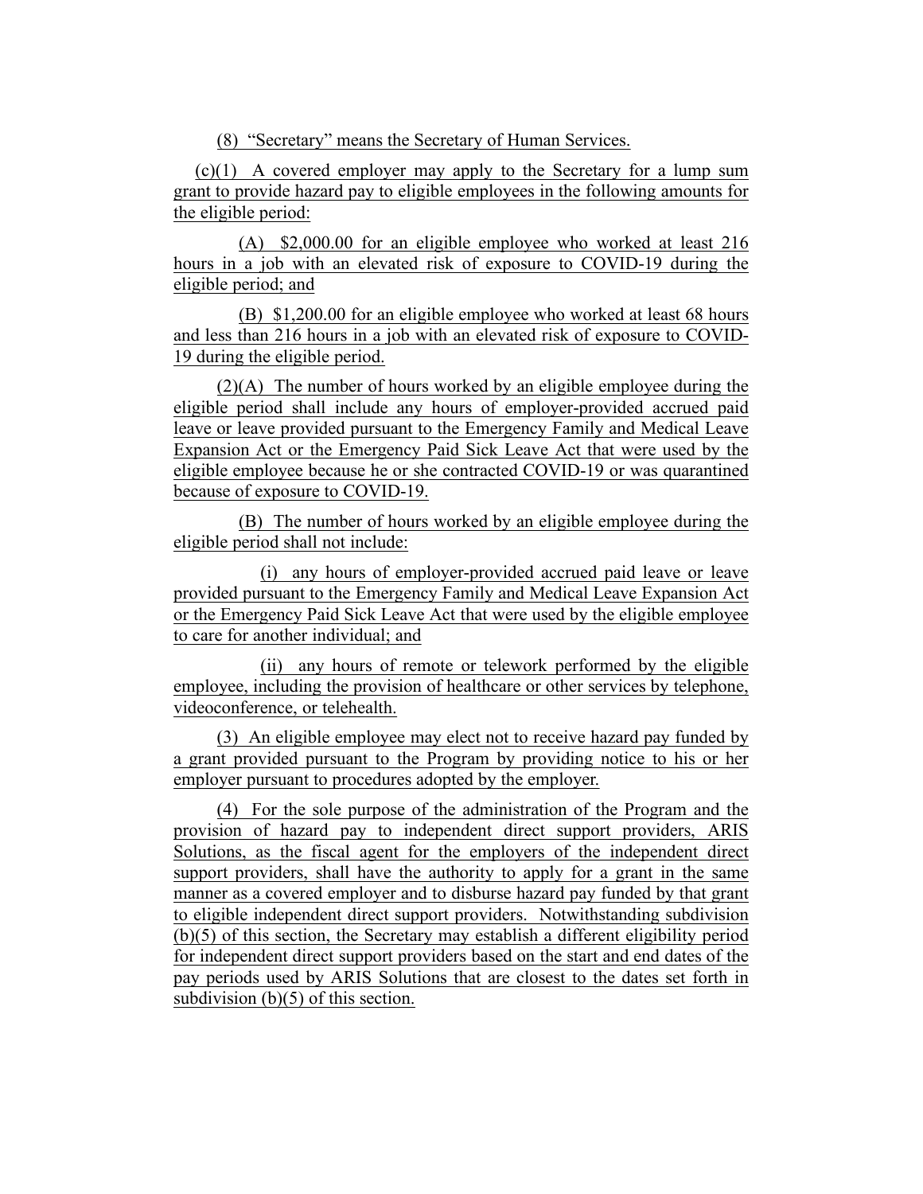(8) "Secretary" means the Secretary of Human Services.

(c)(1) A covered employer may apply to the Secretary for a lump sum grant to provide hazard pay to eligible employees in the following amounts for the eligible period:

(A) $2,000.00 for an eligible employee who worked at least 216 hours in a job with an elevated risk of exposure to COVID-19 during the eligible period; and

(B) $1,200.00 for an eligible employee who worked at least 68 hours and less than 216 hours in a job with an elevated risk of exposure to COVID-19 during the eligible period.

(2)(A) The number of hours worked by an eligible employee during the eligible period shall include any hours of employer-provided accrued paid leave or leave provided pursuant to the Emergency Family and Medical Leave Expansion Act or the Emergency Paid Sick Leave Act that were used by the eligible employee because he or she contracted COVID-19 or was quarantined because of exposure to COVID-19.

(B) The number of hours worked by an eligible employee during the eligible period shall not include:

(i) any hours of employer-provided accrued paid leave or leave provided pursuant to the Emergency Family and Medical Leave Expansion Act or the Emergency Paid Sick Leave Act that were used by the eligible employee to care for another individual; and

(ii) any hours of remote or telework performed by the eligible employee, including the provision of healthcare or other services by telephone, videoconference, or telehealth.

(3) An eligible employee may elect not to receive hazard pay funded by a grant provided pursuant to the Program by providing notice to his or her employer pursuant to procedures adopted by the employer.

(4) For the sole purpose of the administration of the Program and the provision of hazard pay to independent direct support providers, ARIS Solutions, as the fiscal agent for the employers of the independent direct support providers, shall have the authority to apply for a grant in the same manner as a covered employer and to disburse hazard pay funded by that grant to eligible independent direct support providers. Notwithstanding subdivision (b)(5) of this section, the Secretary may establish a different eligibility period for independent direct support providers based on the start and end dates of the pay periods used by ARIS Solutions that are closest to the dates set forth in subdivision (b)(5) of this section.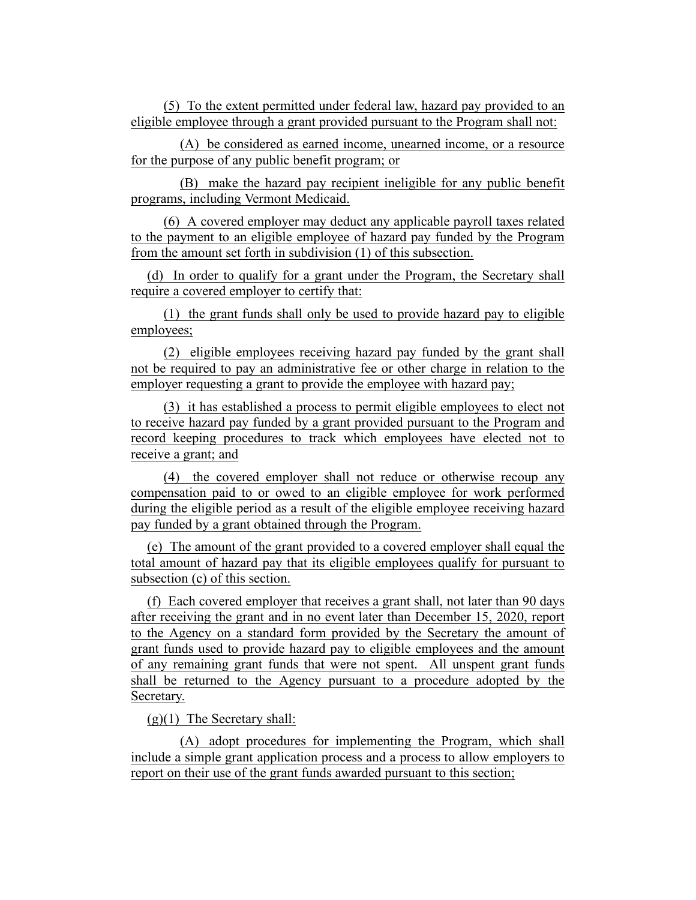(5) To the extent permitted under federal law, hazard pay provided to an eligible employee through a grant provided pursuant to the Program shall not:

(A) be considered as earned income, unearned income, or a resource for the purpose of any public benefit program; or

(B) make the hazard pay recipient ineligible for any public benefit programs, including Vermont Medicaid.

(6) A covered employer may deduct any applicable payroll taxes related to the payment to an eligible employee of hazard pay funded by the Program from the amount set forth in subdivision (1) of this subsection.

(d) In order to qualify for a grant under the Program, the Secretary shall require a covered employer to certify that:

(1) the grant funds shall only be used to provide hazard pay to eligible employees;

(2) eligible employees receiving hazard pay funded by the grant shall not be required to pay an administrative fee or other charge in relation to the employer requesting a grant to provide the employee with hazard pay;

(3) it has established a process to permit eligible employees to elect not to receive hazard pay funded by a grant provided pursuant to the Program and record keeping procedures to track which employees have elected not to receive a grant; and

(4) the covered employer shall not reduce or otherwise recoup any compensation paid to or owed to an eligible employee for work performed during the eligible period as a result of the eligible employee receiving hazard pay funded by a grant obtained through the Program.

(e) The amount of the grant provided to a covered employer shall equal the total amount of hazard pay that its eligible employees qualify for pursuant to subsection (c) of this section.

(f) Each covered employer that receives a grant shall, not later than 90 days after receiving the grant and in no event later than December 15, 2020, report to the Agency on a standard form provided by the Secretary the amount of grant funds used to provide hazard pay to eligible employees and the amount of any remaining grant funds that were not spent. All unspent grant funds shall be returned to the Agency pursuant to a procedure adopted by the Secretary.

(g)(1) The Secretary shall:

(A) adopt procedures for implementing the Program, which shall include a simple grant application process and a process to allow employers to report on their use of the grant funds awarded pursuant to this section;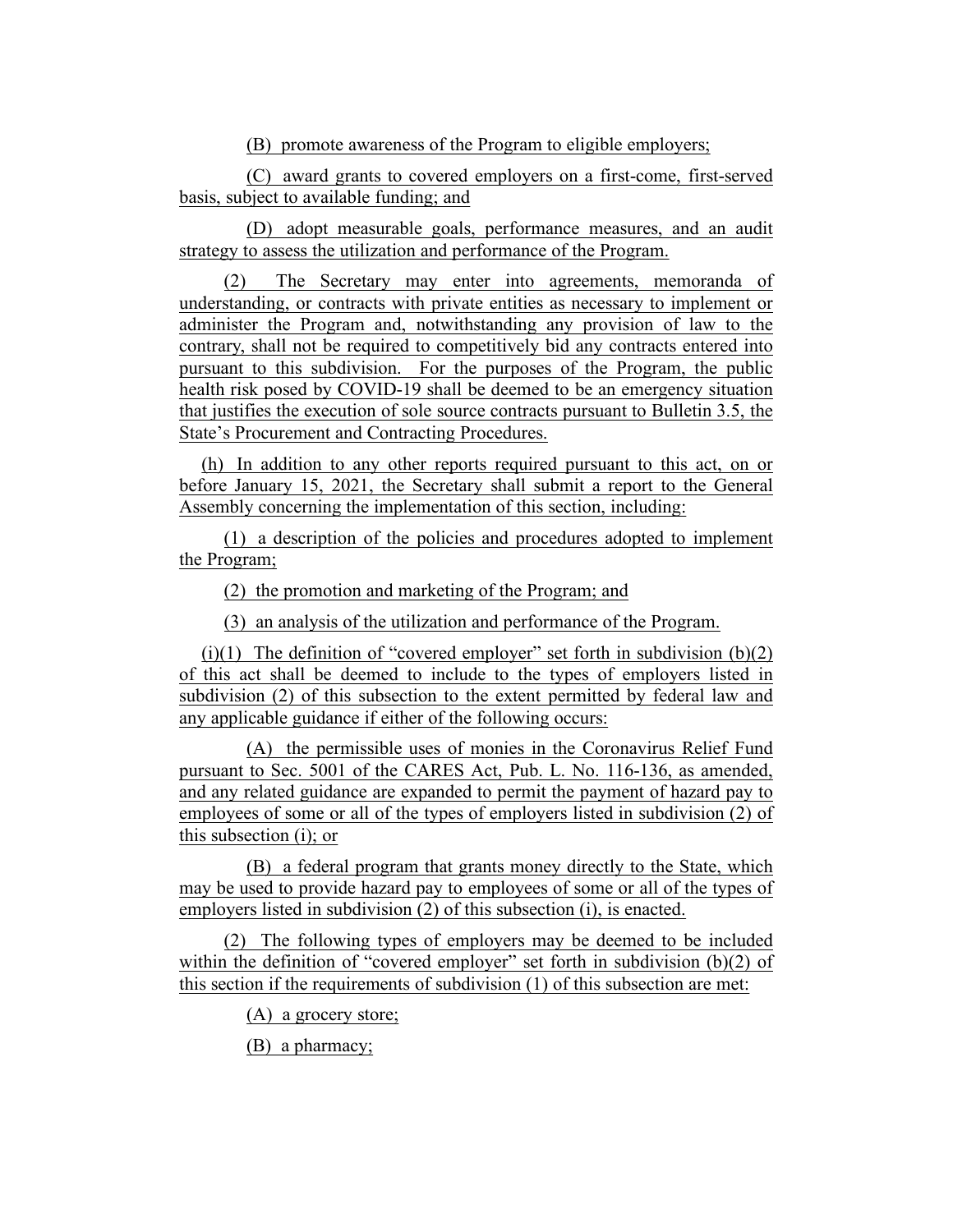(B) promote awareness of the Program to eligible employers;

(C) award grants to covered employers on a first-come, first-served basis, subject to available funding; and

(D) adopt measurable goals, performance measures, and an audit strategy to assess the utilization and performance of the Program.

(2) The Secretary may enter into agreements, memoranda of understanding, or contracts with private entities as necessary to implement or administer the Program and, notwithstanding any provision of law to the contrary, shall not be required to competitively bid any contracts entered into pursuant to this subdivision. For the purposes of the Program, the public health risk posed by COVID-19 shall be deemed to be an emergency situation that justifies the execution of sole source contracts pursuant to Bulletin 3.5, the State's Procurement and Contracting Procedures.

(h) In addition to any other reports required pursuant to this act, on or before January 15, 2021, the Secretary shall submit a report to the General Assembly concerning the implementation of this section, including:

(1) a description of the policies and procedures adopted to implement the Program;

(2) the promotion and marketing of the Program; and

(3) an analysis of the utilization and performance of the Program.

(i)(1) The definition of "covered employer" set forth in subdivision (b)(2) of this act shall be deemed to include to the types of employers listed in subdivision (2) of this subsection to the extent permitted by federal law and any applicable guidance if either of the following occurs:

(A) the permissible uses of monies in the Coronavirus Relief Fund pursuant to Sec. 5001 of the CARES Act, Pub. L. No. 116-136, as amended, and any related guidance are expanded to permit the payment of hazard pay to employees of some or all of the types of employers listed in subdivision (2) of this subsection (i); or

(B) a federal program that grants money directly to the State, which may be used to provide hazard pay to employees of some or all of the types of employers listed in subdivision (2) of this subsection (i), is enacted.

(2) The following types of employers may be deemed to be included within the definition of "covered employer" set forth in subdivision (b)(2) of this section if the requirements of subdivision (1) of this subsection are met:

(A) a grocery store;

(B) a pharmacy;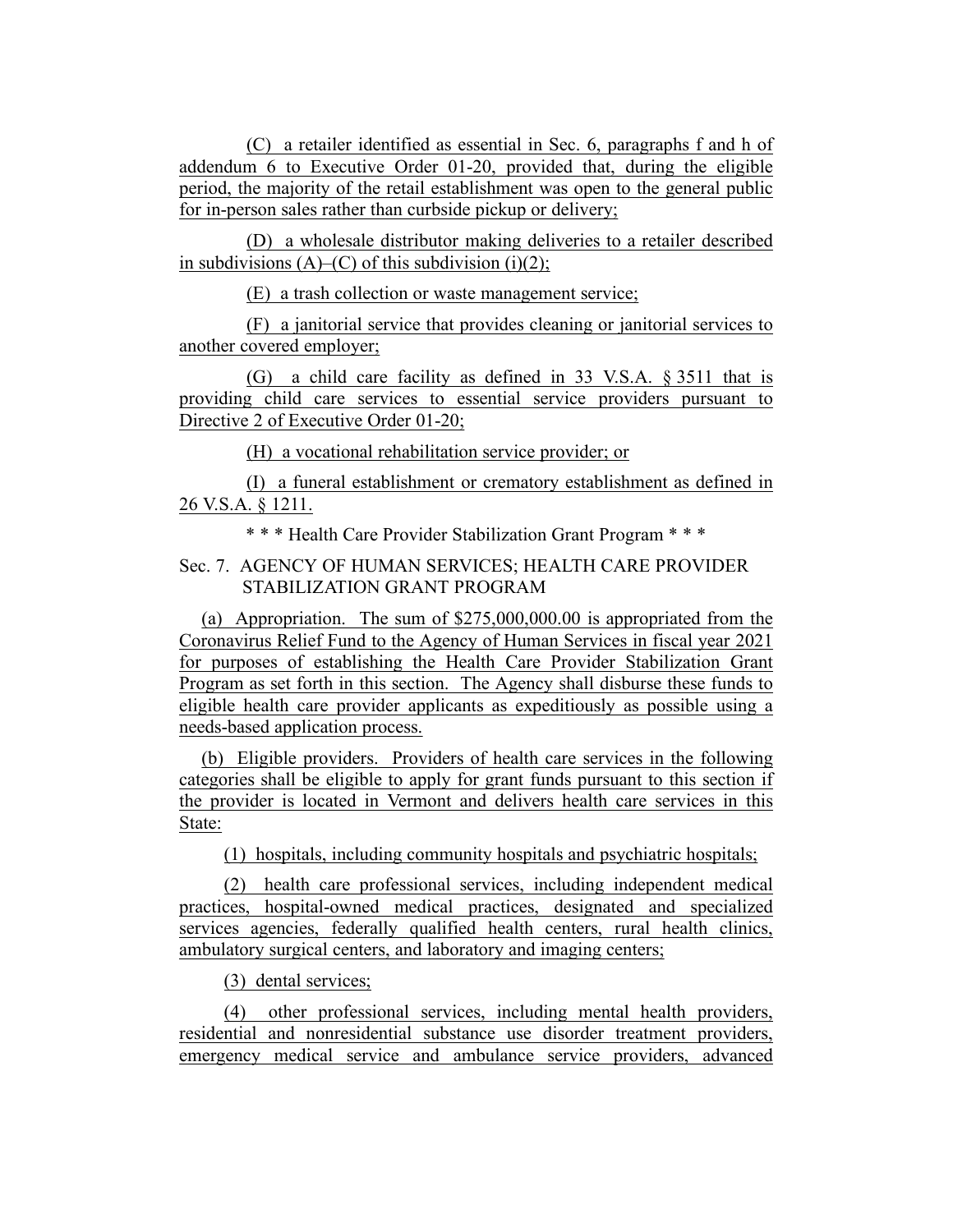(C) a retailer identified as essential in Sec. 6, paragraphs f and h of addendum 6 to Executive Order 01-20, provided that, during the eligible period, the majority of the retail establishment was open to the general public for in-person sales rather than curbside pickup or delivery;

(D) a wholesale distributor making deliveries to a retailer described in subdivisions (A)–(C) of this subdivision (i)(2);

(E) a trash collection or waste management service;

(F) a janitorial service that provides cleaning or janitorial services to another covered employer;

(G) a child care facility as defined in 33 V.S.A. § 3511 that is providing child care services to essential service providers pursuant to Directive 2 of Executive Order 01-20;

(H) a vocational rehabilitation service provider; or

(I) a funeral establishment or crematory establishment as defined in 26 V.S.A. § 1211.

\* \* \* Health Care Provider Stabilization Grant Program \* \* \*

Sec. 7. AGENCY OF HUMAN SERVICES; HEALTH CARE PROVIDER STABILIZATION GRANT PROGRAM

(a) Appropriation. The sum of $275,000,000.00 is appropriated from the Coronavirus Relief Fund to the Agency of Human Services in fiscal year 2021 for purposes of establishing the Health Care Provider Stabilization Grant Program as set forth in this section. The Agency shall disburse these funds to eligible health care provider applicants as expeditiously as possible using a needs-based application process.

(b) Eligible providers. Providers of health care services in the following categories shall be eligible to apply for grant funds pursuant to this section if the provider is located in Vermont and delivers health care services in this State:

(1) hospitals, including community hospitals and psychiatric hospitals;

(2) health care professional services, including independent medical practices, hospital-owned medical practices, designated and specialized services agencies, federally qualified health centers, rural health clinics, ambulatory surgical centers, and laboratory and imaging centers;

(3) dental services;

(4) other professional services, including mental health providers, residential and nonresidential substance use disorder treatment providers, emergency medical service and ambulance service providers, advanced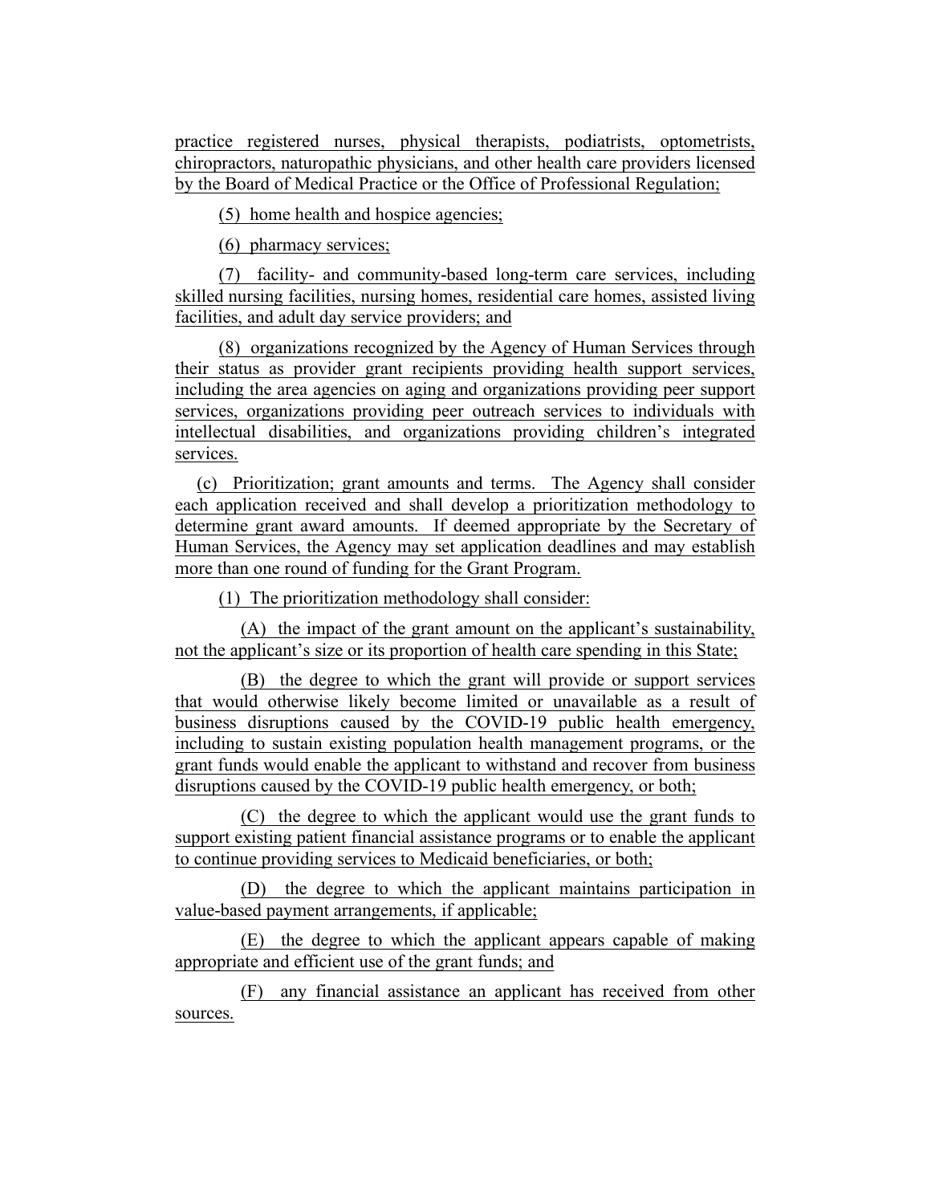practice registered nurses, physical therapists, podiatrists, optometrists, chiropractors, naturopathic physicians, and other health care providers licensed by the Board of Medical Practice or the Office of Professional Regulation;

(5) home health and hospice agencies;

(6) pharmacy services;

(7) facility- and community-based long-term care services, including skilled nursing facilities, nursing homes, residential care homes, assisted living facilities, and adult day service providers; and

(8) organizations recognized by the Agency of Human Services through their status as provider grant recipients providing health support services, including the area agencies on aging and organizations providing peer support services, organizations providing peer outreach services to individuals with intellectual disabilities, and organizations providing children's integrated services.

(c) Prioritization; grant amounts and terms. The Agency shall consider each application received and shall develop a prioritization methodology to determine grant award amounts. If deemed appropriate by the Secretary of Human Services, the Agency may set application deadlines and may establish more than one round of funding for the Grant Program.

(1) The prioritization methodology shall consider:

(A) the impact of the grant amount on the applicant's sustainability, not the applicant's size or its proportion of health care spending in this State;

(B) the degree to which the grant will provide or support services that would otherwise likely become limited or unavailable as a result of business disruptions caused by the COVID-19 public health emergency, including to sustain existing population health management programs, or the grant funds would enable the applicant to withstand and recover from business disruptions caused by the COVID-19 public health emergency, or both;

(C) the degree to which the applicant would use the grant funds to support existing patient financial assistance programs or to enable the applicant to continue providing services to Medicaid beneficiaries, or both;

(D) the degree to which the applicant maintains participation in value-based payment arrangements, if applicable;

(E) the degree to which the applicant appears capable of making appropriate and efficient use of the grant funds; and

(F) any financial assistance an applicant has received from other sources.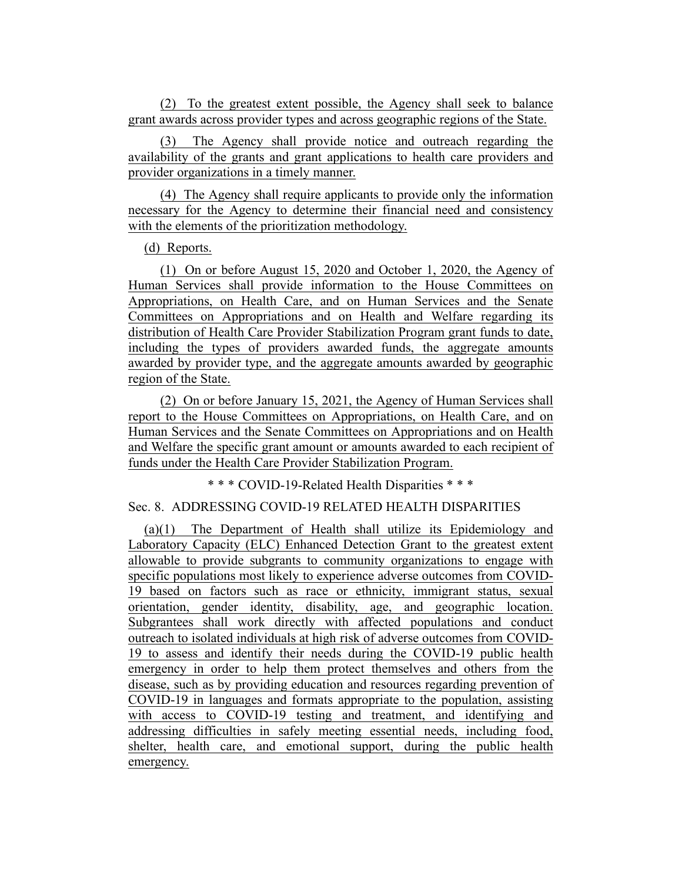(2) To the greatest extent possible, the Agency shall seek to balance grant awards across provider types and across geographic regions of the State.

(3) The Agency shall provide notice and outreach regarding the availability of the grants and grant applications to health care providers and provider organizations in a timely manner.

(4) The Agency shall require applicants to provide only the information necessary for the Agency to determine their financial need and consistency with the elements of the prioritization methodology.

(d) Reports.

(1) On or before August 15, 2020 and October 1, 2020, the Agency of Human Services shall provide information to the House Committees on Appropriations, on Health Care, and on Human Services and the Senate Committees on Appropriations and on Health and Welfare regarding its distribution of Health Care Provider Stabilization Program grant funds to date, including the types of providers awarded funds, the aggregate amounts awarded by provider type, and the aggregate amounts awarded by geographic region of the State.

(2) On or before January 15, 2021, the Agency of Human Services shall report to the House Committees on Appropriations, on Health Care, and on Human Services and the Senate Committees on Appropriations and on Health and Welfare the specific grant amount or amounts awarded to each recipient of funds under the Health Care Provider Stabilization Program.

\* \* \* COVID-19-Related Health Disparities \* \* \*

Sec. 8. ADDRESSING COVID-19 RELATED HEALTH DISPARITIES

(a)(1) The Department of Health shall utilize its Epidemiology and Laboratory Capacity (ELC) Enhanced Detection Grant to the greatest extent allowable to provide subgrants to community organizations to engage with specific populations most likely to experience adverse outcomes from COVID-19 based on factors such as race or ethnicity, immigrant status, sexual orientation, gender identity, disability, age, and geographic location. Subgrantees shall work directly with affected populations and conduct outreach to isolated individuals at high risk of adverse outcomes from COVID-19 to assess and identify their needs during the COVID-19 public health emergency in order to help them protect themselves and others from the disease, such as by providing education and resources regarding prevention of COVID-19 in languages and formats appropriate to the population, assisting with access to COVID-19 testing and treatment, and identifying and addressing difficulties in safely meeting essential needs, including food, shelter, health care, and emotional support, during the public health emergency.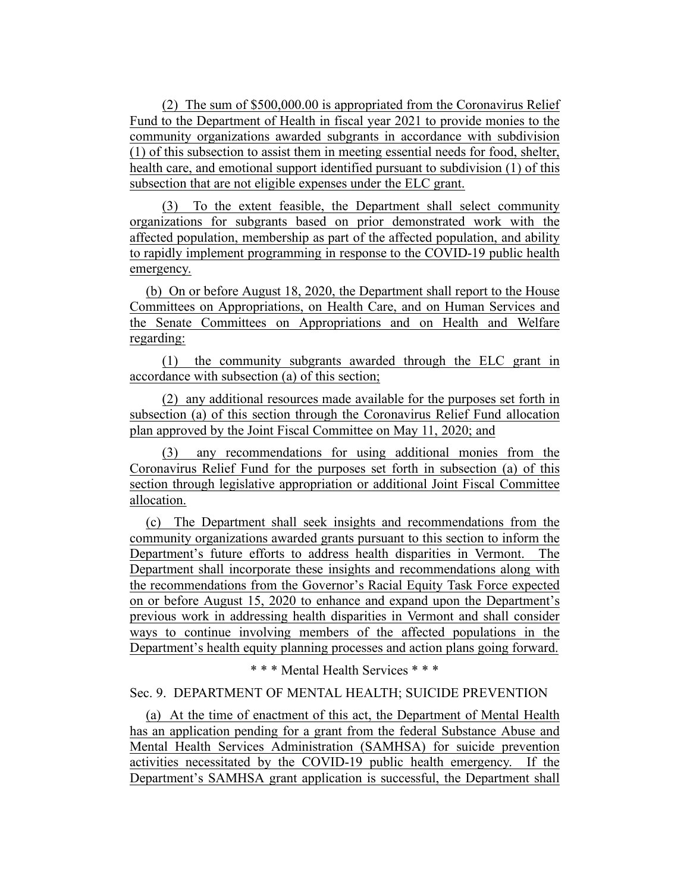(2) The sum of $500,000.00 is appropriated from the Coronavirus Relief Fund to the Department of Health in fiscal year 2021 to provide monies to the community organizations awarded subgrants in accordance with subdivision (1) of this subsection to assist them in meeting essential needs for food, shelter, health care, and emotional support identified pursuant to subdivision (1) of this subsection that are not eligible expenses under the ELC grant.

(3) To the extent feasible, the Department shall select community organizations for subgrants based on prior demonstrated work with the affected population, membership as part of the affected population, and ability to rapidly implement programming in response to the COVID-19 public health emergency.

(b) On or before August 18, 2020, the Department shall report to the House Committees on Appropriations, on Health Care, and on Human Services and the Senate Committees on Appropriations and on Health and Welfare regarding:

(1) the community subgrants awarded through the ELC grant in accordance with subsection (a) of this section;

(2) any additional resources made available for the purposes set forth in subsection (a) of this section through the Coronavirus Relief Fund allocation plan approved by the Joint Fiscal Committee on May 11, 2020; and

(3) any recommendations for using additional monies from the Coronavirus Relief Fund for the purposes set forth in subsection (a) of this section through legislative appropriation or additional Joint Fiscal Committee allocation.

(c) The Department shall seek insights and recommendations from the community organizations awarded grants pursuant to this section to inform the Department's future efforts to address health disparities in Vermont. The Department shall incorporate these insights and recommendations along with the recommendations from the Governor's Racial Equity Task Force expected on or before August 15, 2020 to enhance and expand upon the Department's previous work in addressing health disparities in Vermont and shall consider ways to continue involving members of the affected populations in the Department's health equity planning processes and action plans going forward.

\* \* \* Mental Health Services \* \* \*

Sec. 9. DEPARTMENT OF MENTAL HEALTH; SUICIDE PREVENTION

(a) At the time of enactment of this act, the Department of Mental Health has an application pending for a grant from the federal Substance Abuse and Mental Health Services Administration (SAMHSA) for suicide prevention activities necessitated by the COVID-19 public health emergency. If the Department's SAMHSA grant application is successful, the Department shall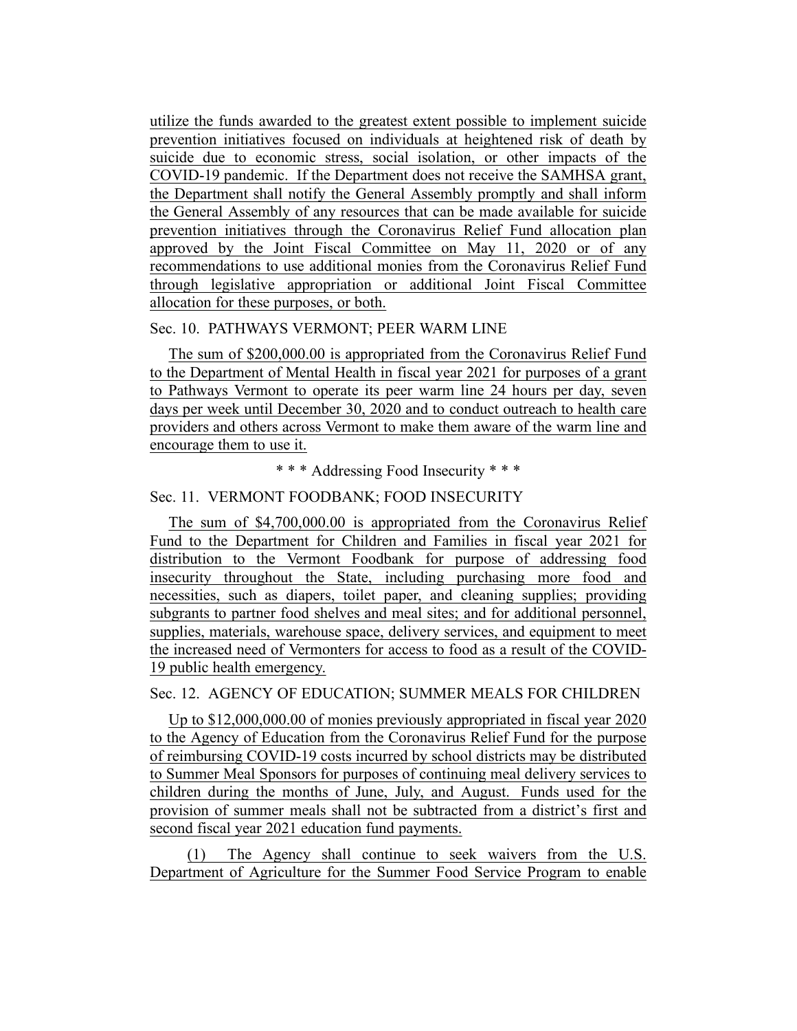utilize the funds awarded to the greatest extent possible to implement suicide prevention initiatives focused on individuals at heightened risk of death by suicide due to economic stress, social isolation, or other impacts of the COVID-19 pandemic. If the Department does not receive the SAMHSA grant, the Department shall notify the General Assembly promptly and shall inform the General Assembly of any resources that can be made available for suicide prevention initiatives through the Coronavirus Relief Fund allocation plan approved by the Joint Fiscal Committee on May 11, 2020 or of any recommendations to use additional monies from the Coronavirus Relief Fund through legislative appropriation or additional Joint Fiscal Committee allocation for these purposes, or both.

Sec. 10. PATHWAYS VERMONT; PEER WARM LINE

The sum of $200,000.00 is appropriated from the Coronavirus Relief Fund to the Department of Mental Health in fiscal year 2021 for purposes of a grant to Pathways Vermont to operate its peer warm line 24 hours per day, seven days per week until December 30, 2020 and to conduct outreach to health care providers and others across Vermont to make them aware of the warm line and encourage them to use it.

\* \* \* Addressing Food Insecurity \* \* \*

Sec. 11. VERMONT FOODBANK; FOOD INSECURITY

The sum of $4,700,000.00 is appropriated from the Coronavirus Relief Fund to the Department for Children and Families in fiscal year 2021 for distribution to the Vermont Foodbank for purpose of addressing food insecurity throughout the State, including purchasing more food and necessities, such as diapers, toilet paper, and cleaning supplies; providing subgrants to partner food shelves and meal sites; and for additional personnel, supplies, materials, warehouse space, delivery services, and equipment to meet the increased need of Vermonters for access to food as a result of the COVID-19 public health emergency.

Sec. 12. AGENCY OF EDUCATION; SUMMER MEALS FOR CHILDREN

Up to $12,000,000.00 of monies previously appropriated in fiscal year 2020 to the Agency of Education from the Coronavirus Relief Fund for the purpose of reimbursing COVID-19 costs incurred by school districts may be distributed to Summer Meal Sponsors for purposes of continuing meal delivery services to children during the months of June, July, and August. Funds used for the provision of summer meals shall not be subtracted from a district's first and second fiscal year 2021 education fund payments.

(1) The Agency shall continue to seek waivers from the U.S. Department of Agriculture for the Summer Food Service Program to enable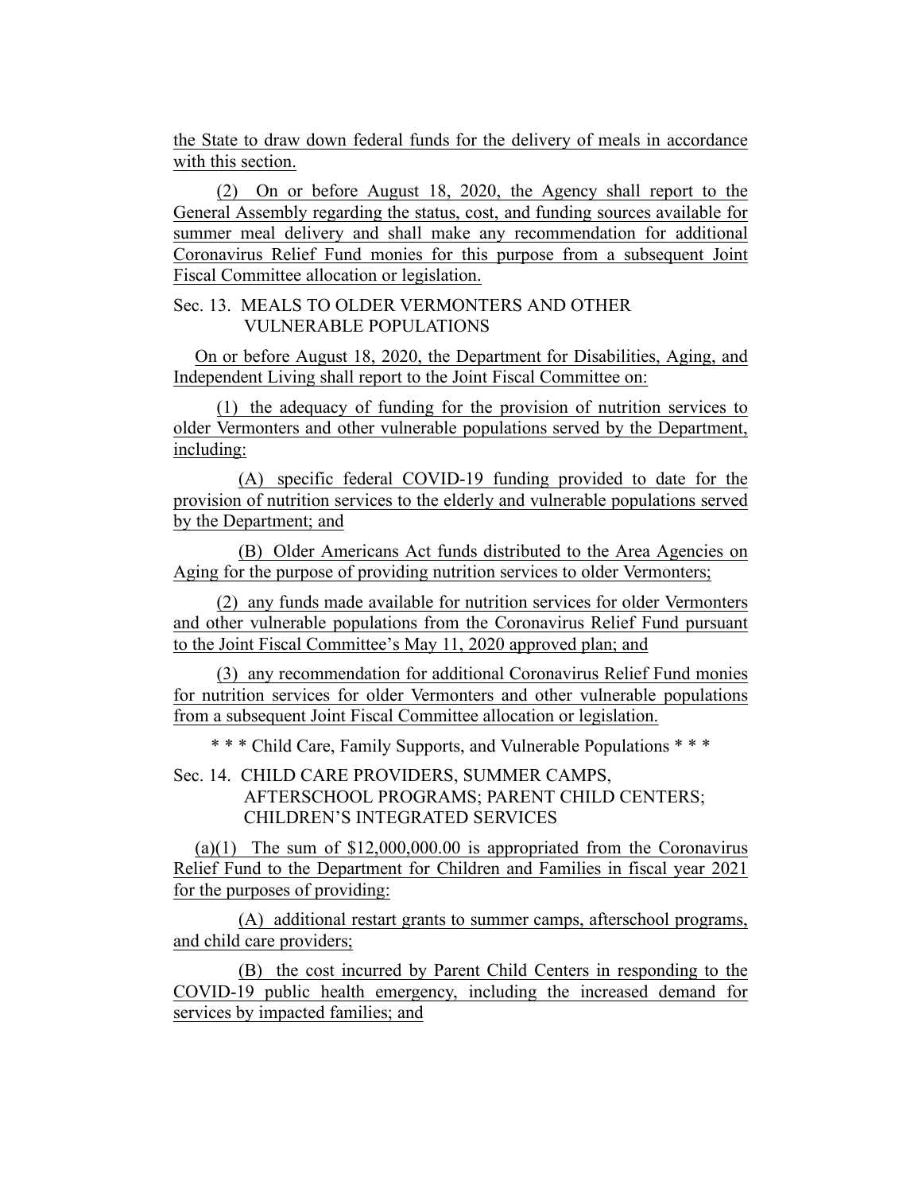the State to draw down federal funds for the delivery of meals in accordance with this section.

(2) On or before August 18, 2020, the Agency shall report to the General Assembly regarding the status, cost, and funding sources available for summer meal delivery and shall make any recommendation for additional Coronavirus Relief Fund monies for this purpose from a subsequent Joint Fiscal Committee allocation or legislation.

Sec. 13. MEALS TO OLDER VERMONTERS AND OTHER VULNERABLE POPULATIONS

On or before August 18, 2020, the Department for Disabilities, Aging, and Independent Living shall report to the Joint Fiscal Committee on:

(1) the adequacy of funding for the provision of nutrition services to older Vermonters and other vulnerable populations served by the Department, including:

(A) specific federal COVID-19 funding provided to date for the provision of nutrition services to the elderly and vulnerable populations served by the Department; and

(B) Older Americans Act funds distributed to the Area Agencies on Aging for the purpose of providing nutrition services to older Vermonters;

(2) any funds made available for nutrition services for older Vermonters and other vulnerable populations from the Coronavirus Relief Fund pursuant to the Joint Fiscal Committee's May 11, 2020 approved plan; and

(3) any recommendation for additional Coronavirus Relief Fund monies for nutrition services for older Vermonters and other vulnerable populations from a subsequent Joint Fiscal Committee allocation or legislation.

* * * Child Care, Family Supports, and Vulnerable Populations * * *

Sec. 14. CHILD CARE PROVIDERS, SUMMER CAMPS, AFTERSCHOOL PROGRAMS; PARENT CHILD CENTERS; CHILDREN'S INTEGRATED SERVICES

(a)(1) The sum of $12,000,000.00 is appropriated from the Coronavirus Relief Fund to the Department for Children and Families in fiscal year 2021 for the purposes of providing:

(A) additional restart grants to summer camps, afterschool programs, and child care providers;

(B) the cost incurred by Parent Child Centers in responding to the COVID-19 public health emergency, including the increased demand for services by impacted families; and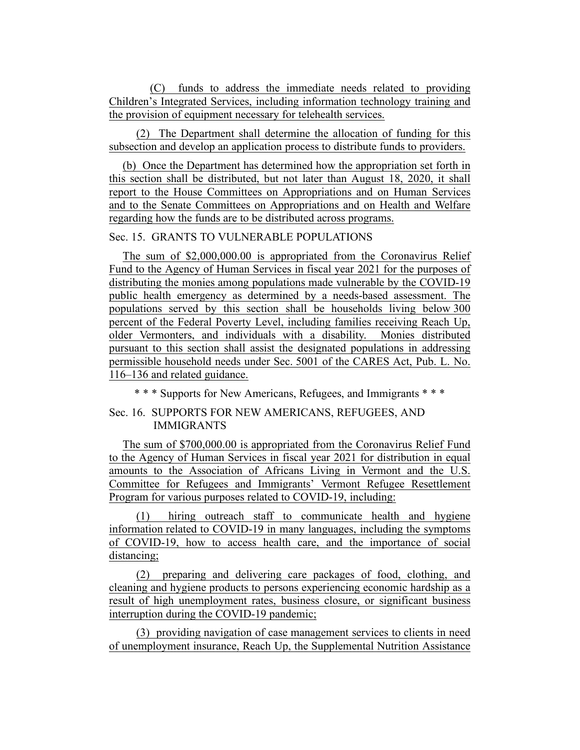(C) funds to address the immediate needs related to providing Children's Integrated Services, including information technology training and the provision of equipment necessary for telehealth services.

(2) The Department shall determine the allocation of funding for this subsection and develop an application process to distribute funds to providers.

(b) Once the Department has determined how the appropriation set forth in this section shall be distributed, but not later than August 18, 2020, it shall report to the House Committees on Appropriations and on Human Services and to the Senate Committees on Appropriations and on Health and Welfare regarding how the funds are to be distributed across programs.

Sec. 15. GRANTS TO VULNERABLE POPULATIONS

The sum of $2,000,000.00 is appropriated from the Coronavirus Relief Fund to the Agency of Human Services in fiscal year 2021 for the purposes of distributing the monies among populations made vulnerable by the COVID-19 public health emergency as determined by a needs-based assessment. The populations served by this section shall be households living below 300 percent of the Federal Poverty Level, including families receiving Reach Up, older Vermonters, and individuals with a disability. Monies distributed pursuant to this section shall assist the designated populations in addressing permissible household needs under Sec. 5001 of the CARES Act, Pub. L. No. 116–136 and related guidance.

\* \* \* Supports for New Americans, Refugees, and Immigrants \* \* \*

Sec. 16. SUPPORTS FOR NEW AMERICANS, REFUGEES, AND IMMIGRANTS

The sum of $700,000.00 is appropriated from the Coronavirus Relief Fund to the Agency of Human Services in fiscal year 2021 for distribution in equal amounts to the Association of Africans Living in Vermont and the U.S. Committee for Refugees and Immigrants' Vermont Refugee Resettlement Program for various purposes related to COVID-19, including:

(1) hiring outreach staff to communicate health and hygiene information related to COVID-19 in many languages, including the symptoms of COVID-19, how to access health care, and the importance of social distancing;

(2) preparing and delivering care packages of food, clothing, and cleaning and hygiene products to persons experiencing economic hardship as a result of high unemployment rates, business closure, or significant business interruption during the COVID-19 pandemic;

(3) providing navigation of case management services to clients in need of unemployment insurance, Reach Up, the Supplemental Nutrition Assistance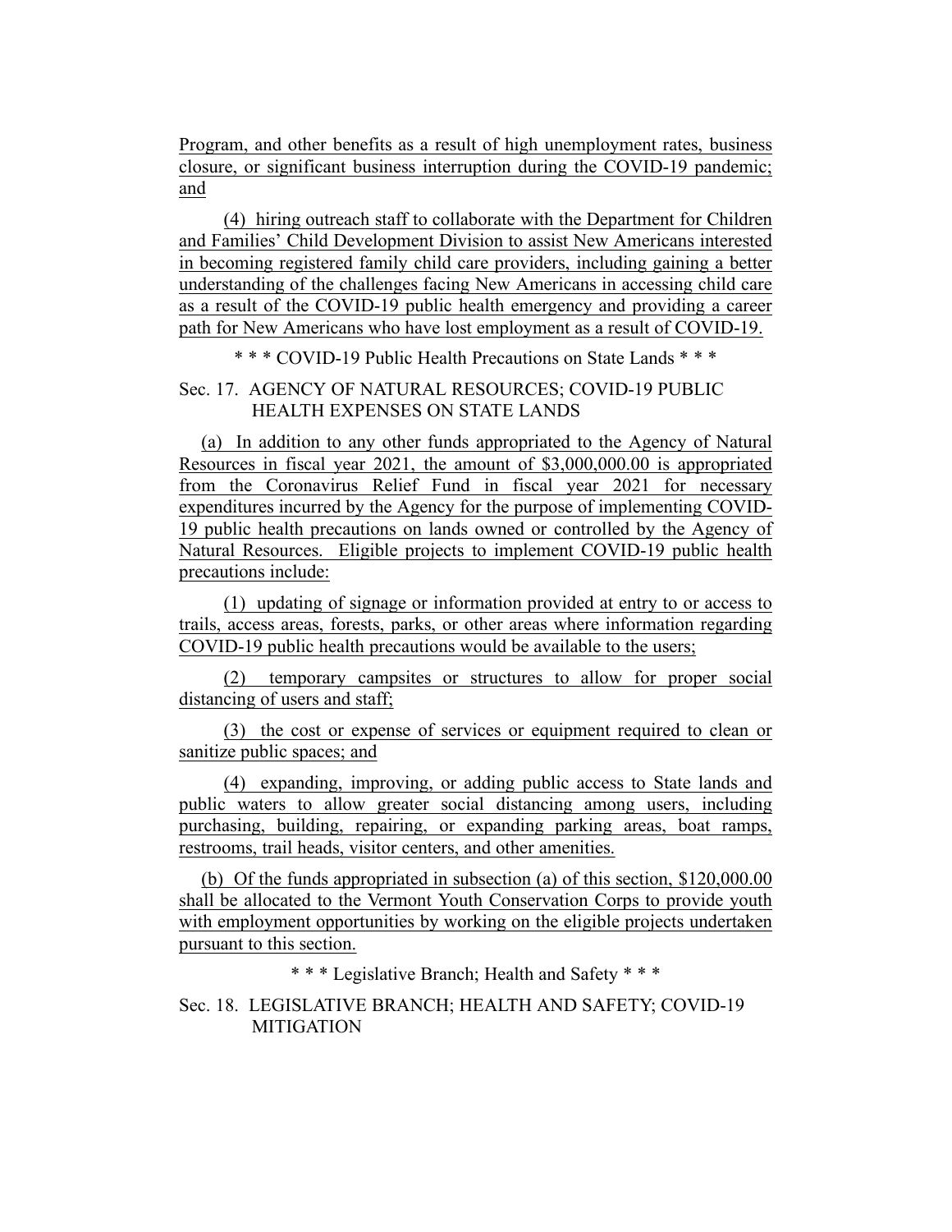Program, and other benefits as a result of high unemployment rates, business closure, or significant business interruption during the COVID-19 pandemic; and

(4) hiring outreach staff to collaborate with the Department for Children and Families' Child Development Division to assist New Americans interested in becoming registered family child care providers, including gaining a better understanding of the challenges facing New Americans in accessing child care as a result of the COVID-19 public health emergency and providing a career path for New Americans who have lost employment as a result of COVID-19.

\* \* \* COVID-19 Public Health Precautions on State Lands \* \* \*

Sec. 17. AGENCY OF NATURAL RESOURCES; COVID-19 PUBLIC HEALTH EXPENSES ON STATE LANDS

(a) In addition to any other funds appropriated to the Agency of Natural Resources in fiscal year 2021, the amount of $3,000,000.00 is appropriated from the Coronavirus Relief Fund in fiscal year 2021 for necessary expenditures incurred by the Agency for the purpose of implementing COVID-19 public health precautions on lands owned or controlled by the Agency of Natural Resources. Eligible projects to implement COVID-19 public health precautions include:

(1) updating of signage or information provided at entry to or access to trails, access areas, forests, parks, or other areas where information regarding COVID-19 public health precautions would be available to the users;

(2) temporary campsites or structures to allow for proper social distancing of users and staff;

(3) the cost or expense of services or equipment required to clean or sanitize public spaces; and

(4) expanding, improving, or adding public access to State lands and public waters to allow greater social distancing among users, including purchasing, building, repairing, or expanding parking areas, boat ramps, restrooms, trail heads, visitor centers, and other amenities.

(b) Of the funds appropriated in subsection (a) of this section, $120,000.00 shall be allocated to the Vermont Youth Conservation Corps to provide youth with employment opportunities by working on the eligible projects undertaken pursuant to this section.

\* \* \* Legislative Branch; Health and Safety \* \* \*

Sec. 18. LEGISLATIVE BRANCH; HEALTH AND SAFETY; COVID-19 MITIGATION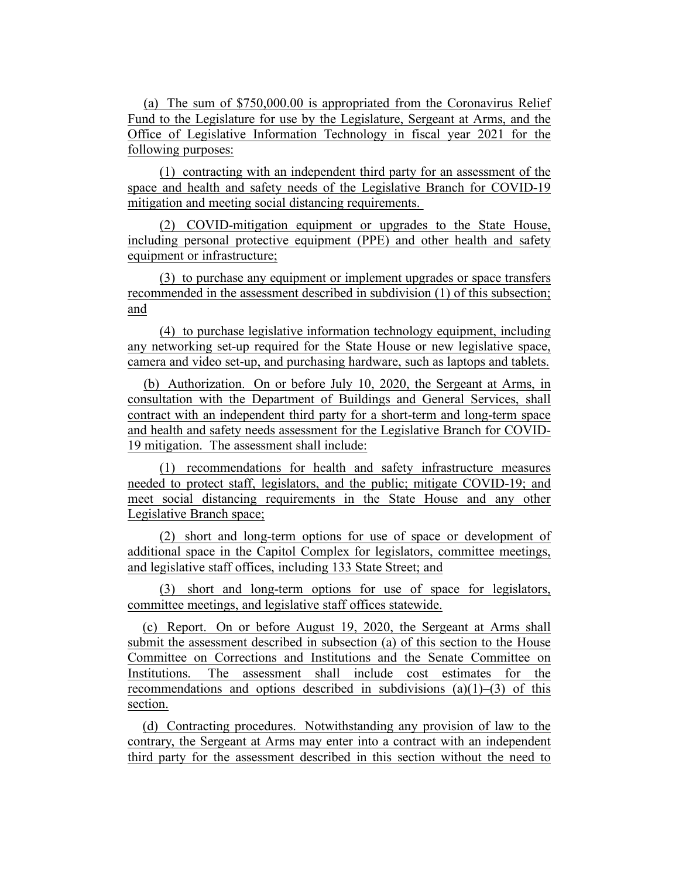(a) The sum of $750,000.00 is appropriated from the Coronavirus Relief Fund to the Legislature for use by the Legislature, Sergeant at Arms, and the Office of Legislative Information Technology in fiscal year 2021 for the following purposes:

(1) contracting with an independent third party for an assessment of the space and health and safety needs of the Legislative Branch for COVID-19 mitigation and meeting social distancing requirements.

(2) COVID-mitigation equipment or upgrades to the State House, including personal protective equipment (PPE) and other health and safety equipment or infrastructure;

(3) to purchase any equipment or implement upgrades or space transfers recommended in the assessment described in subdivision (1) of this subsection; and

(4) to purchase legislative information technology equipment, including any networking set-up required for the State House or new legislative space, camera and video set-up, and purchasing hardware, such as laptops and tablets.

(b) Authorization. On or before July 10, 2020, the Sergeant at Arms, in consultation with the Department of Buildings and General Services, shall contract with an independent third party for a short-term and long-term space and health and safety needs assessment for the Legislative Branch for COVID-19 mitigation. The assessment shall include:

(1) recommendations for health and safety infrastructure measures needed to protect staff, legislators, and the public; mitigate COVID-19; and meet social distancing requirements in the State House and any other Legislative Branch space;

(2) short and long-term options for use of space or development of additional space in the Capitol Complex for legislators, committee meetings, and legislative staff offices, including 133 State Street; and

(3) short and long-term options for use of space for legislators, committee meetings, and legislative staff offices statewide.

(c) Report. On or before August 19, 2020, the Sergeant at Arms shall submit the assessment described in subsection (a) of this section to the House Committee on Corrections and Institutions and the Senate Committee on Institutions. The assessment shall include cost estimates for the recommendations and options described in subdivisions (a)(1)–(3) of this section.

(d) Contracting procedures. Notwithstanding any provision of law to the contrary, the Sergeant at Arms may enter into a contract with an independent third party for the assessment described in this section without the need to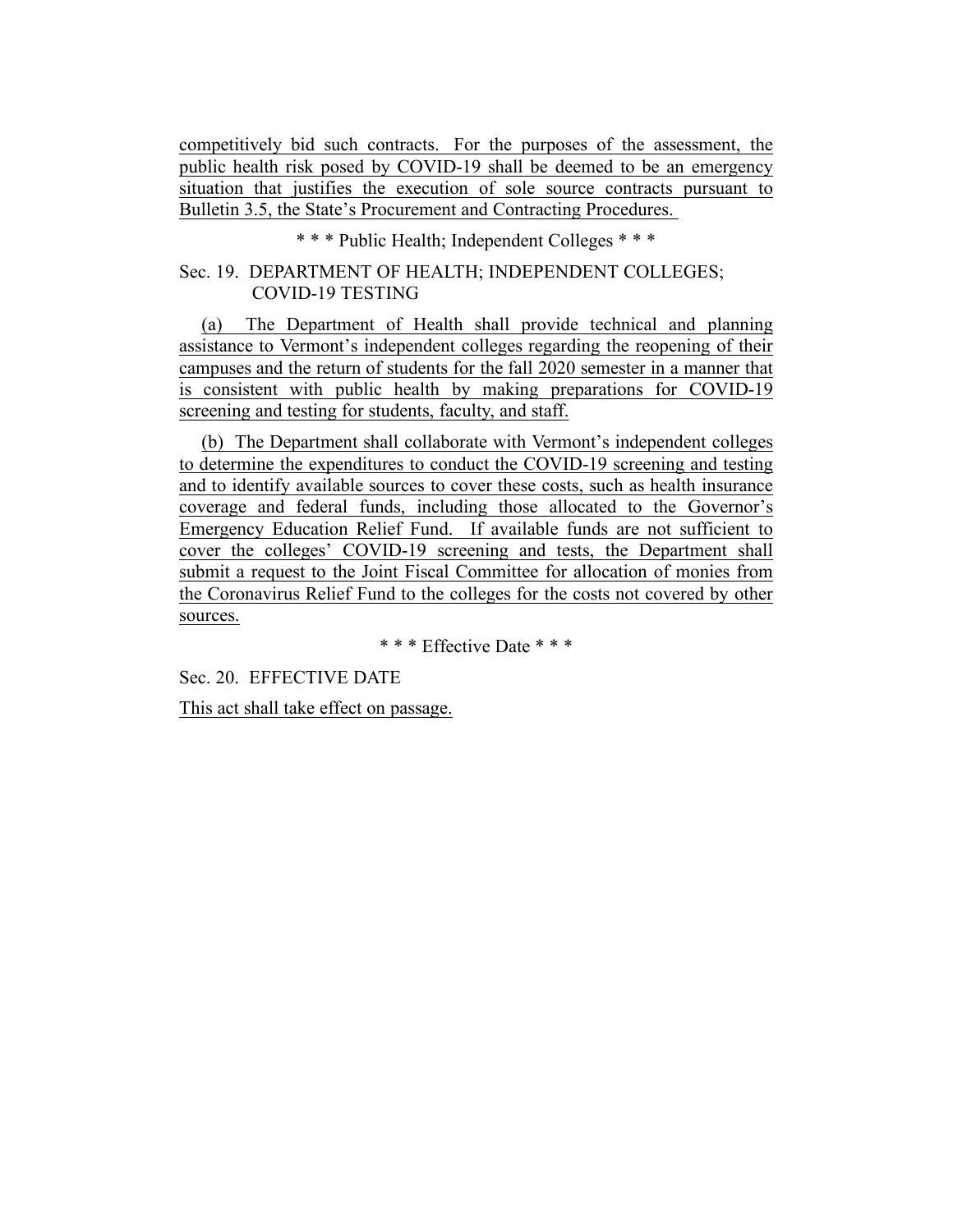competitively bid such contracts. For the purposes of the assessment, the public health risk posed by COVID-19 shall be deemed to be an emergency situation that justifies the execution of sole source contracts pursuant to Bulletin 3.5, the State's Procurement and Contracting Procedures.

* * * Public Health; Independent Colleges * * *

Sec. 19. DEPARTMENT OF HEALTH; INDEPENDENT COLLEGES; COVID-19 TESTING

(a) The Department of Health shall provide technical and planning assistance to Vermont's independent colleges regarding the reopening of their campuses and the return of students for the fall 2020 semester in a manner that is consistent with public health by making preparations for COVID-19 screening and testing for students, faculty, and staff.

(b) The Department shall collaborate with Vermont's independent colleges to determine the expenditures to conduct the COVID-19 screening and testing and to identify available sources to cover these costs, such as health insurance coverage and federal funds, including those allocated to the Governor's Emergency Education Relief Fund. If available funds are not sufficient to cover the colleges' COVID-19 screening and tests, the Department shall submit a request to the Joint Fiscal Committee for allocation of monies from the Coronavirus Relief Fund to the colleges for the costs not covered by other sources.

* * * Effective Date * * *

Sec. 20. EFFECTIVE DATE

This act shall take effect on passage.